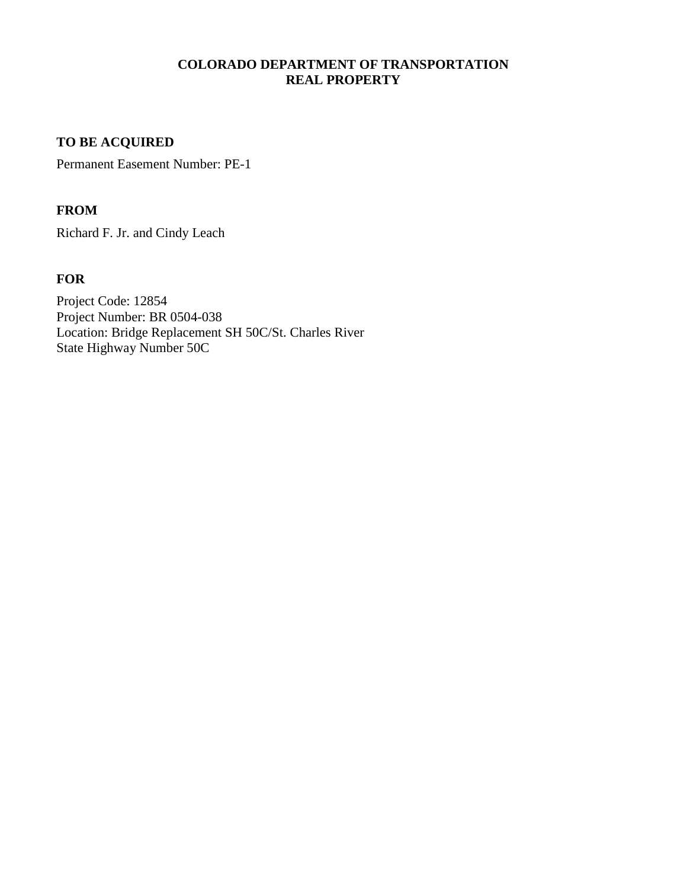# COLORADO DEPARTMENT OF TRANSPORTATION
# REAL PROPERTY

### TO BE ACQUIRED

Permanent Easement Number: PE-1

### FROM

Richard F. Jr. and Cindy Leach

### FOR

Project Code: 12854
Project Number: BR 0504-038
Location: Bridge Replacement SH 50C/St. Charles River
State Highway Number 50C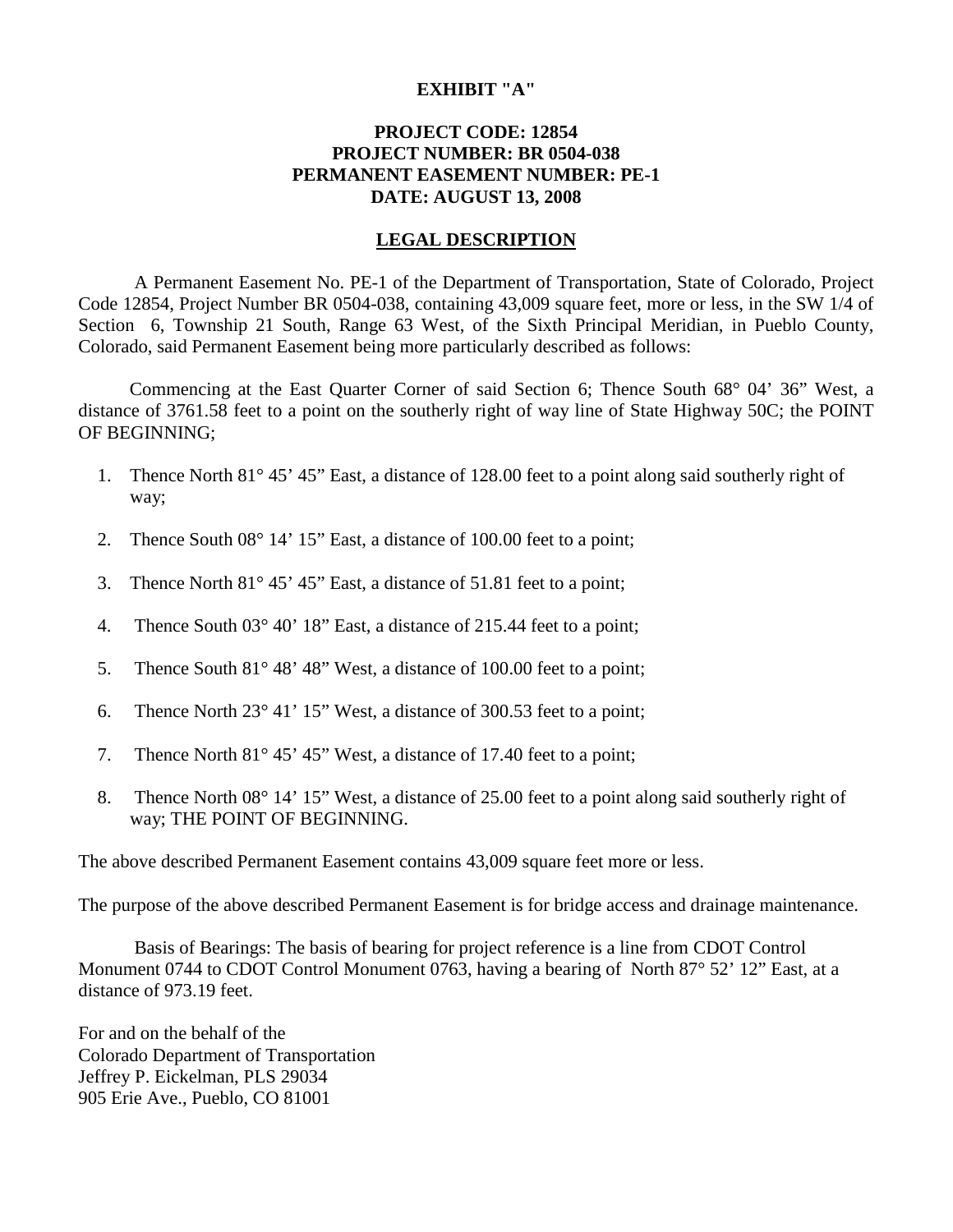**EXHIBIT "A"**

**PROJECT CODE: 12854**
**PROJECT NUMBER: BR 0504-038**
**PERMANENT EASEMENT NUMBER: PE-1**
**DATE: AUGUST 13, 2008**

**LEGAL DESCRIPTION**

A Permanent Easement No. PE-1 of the Department of Transportation, State of Colorado, Project Code 12854, Project Number BR 0504-038, containing 43,009 square feet, more or less, in the SW 1/4 of Section 6, Township 21 South, Range 63 West, of the Sixth Principal Meridian, in Pueblo County, Colorado, said Permanent Easement being more particularly described as follows:

Commencing at the East Quarter Corner of said Section 6; Thence South 68° 04' 36" West, a distance of 3761.58 feet to a point on the southerly right of way line of State Highway 50C; the POINT OF BEGINNING;

1. Thence North 81° 45' 45" East, a distance of 128.00 feet to a point along said southerly right of way;
2. Thence South 08° 14' 15" East, a distance of 100.00 feet to a point;
3. Thence North 81° 45' 45" East, a distance of 51.81 feet to a point;
4. Thence South 03° 40' 18" East, a distance of 215.44 feet to a point;
5. Thence South 81° 48' 48" West, a distance of 100.00 feet to a point;
6. Thence North 23° 41' 15" West, a distance of 300.53 feet to a point;
7. Thence North 81° 45' 45" West, a distance of 17.40 feet to a point;
8. Thence North 08° 14' 15" West, a distance of 25.00 feet to a point along said southerly right of way; THE POINT OF BEGINNING.

The above described Permanent Easement contains 43,009 square feet more or less.

The purpose of the above described Permanent Easement is for bridge access and drainage maintenance.

Basis of Bearings: The basis of bearing for project reference is a line from CDOT Control Monument 0744 to CDOT Control Monument 0763, having a bearing of North 87° 52' 12" East, at a distance of 973.19 feet.

For and on the behalf of the
Colorado Department of Transportation
Jeffrey P. Eickelman, PLS 29034
905 Erie Ave., Pueblo, CO 81001